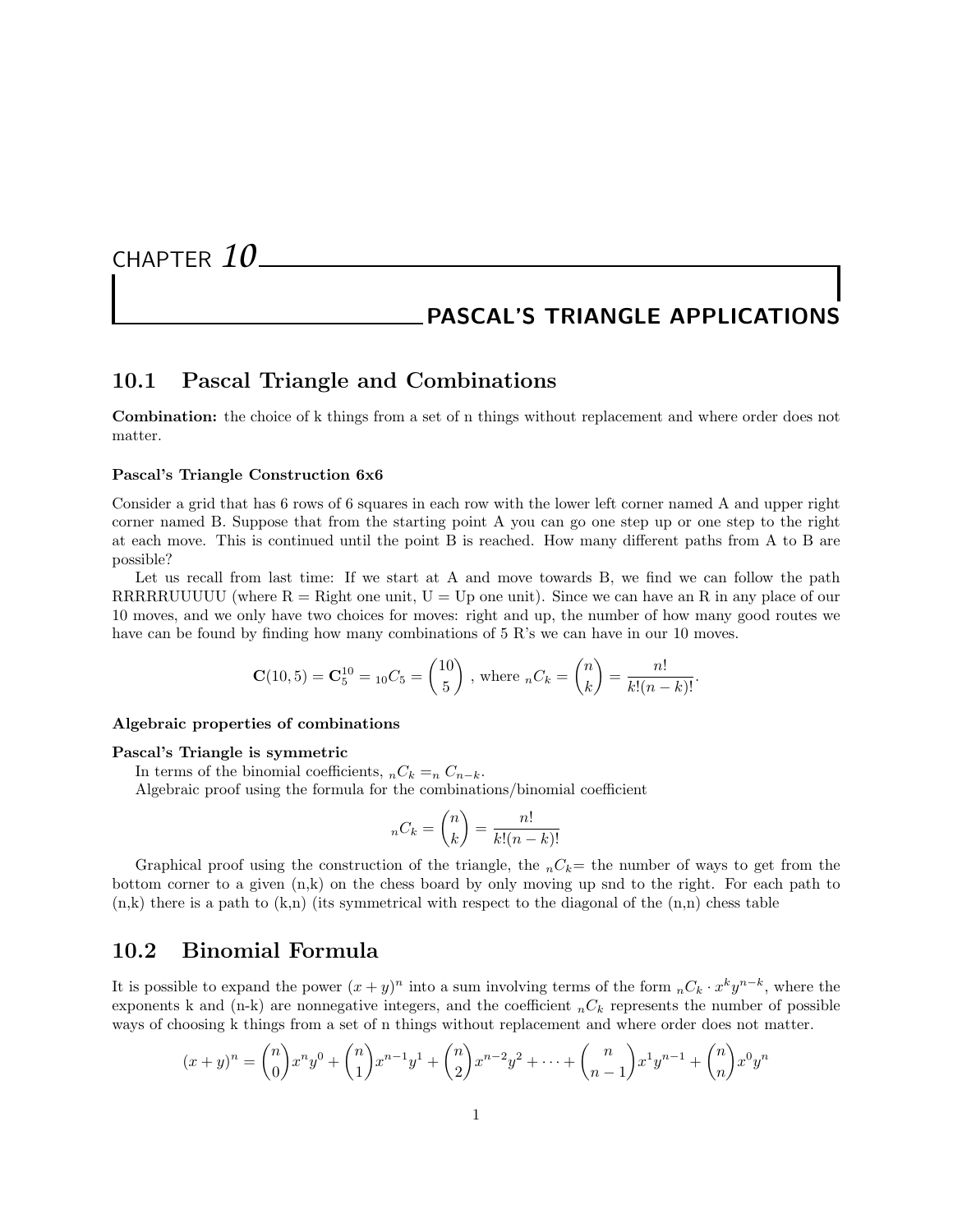# CHAPTER 10

# PASCAL'S TRIANGLE APPLICATIONS

## 10.1 Pascal Triangle and Combinations

**Combination:** the choice of k things from a set of n things without replacement and where order does not matter.

#### Pascal's Triangle Construction 6x6

Consider a grid that has 6 rows of 6 squares in each row with the lower left corner named A and upper right corner named B. Suppose that from the starting point A you can go one step up or one step to the right at each move. This is continued until the point B is reached. How many different paths from A to B are possible?

Let us recall from last time: If we start at A and move towards B, we find we can follow the path RRRRRUUUUU (where R = Right one unit, U = Up one unit). Since we can have an R in any place of our 10 moves, and we only have two choices for moves: right and up, the number of how many good routes we have can be found by finding how many combinations of 5 R's we can have in our 10 moves.

$$\mathbf{C}(10, 5) = \mathbf{C}_5^{10} = {}_{10}C_5 = \binom{10}{5} \text{ , where } {}_nC_k = \binom{n}{k} = \frac{n!}{k!(n-k)!}.$$

#### Algebraic properties of combinations

#### Pascal's Triangle is symmetric

In terms of the binomial coefficients, ${}_nC_k ={}_n C_{n-k}$.

Algebraic proof using the formula for the combinations/binomial coefficient

$${}_nC_k = \binom{n}{k} = \frac{n!}{k!(n-k)!}$$

Graphical proof using the construction of the triangle, the ${}_nC_k$= the number of ways to get from the bottom corner to a given (n,k) on the chess board by only moving up snd to the right. For each path to (n,k) there is a path to (k,n) (its symmetrical with respect to the diagonal of the (n,n) chess table

## 10.2 Binomial Formula

It is possible to expand the power $(x + y)^n$ into a sum involving terms of the form ${}_nC_k \cdot x^k y^{n-k}$, where the exponents k and (n-k) are nonnegative integers, and the coefficient ${}_nC_k$ represents the number of possible ways of choosing k things from a set of n things without replacement and where order does not matter.

$$(x + y)^n = \binom{n}{0}x^n y^0 + \binom{n}{1}x^{n-1}y^1 + \binom{n}{2}x^{n-2}y^2 + \cdots + \binom{n}{n-1}x^1 y^{n-1} + \binom{n}{n}x^0 y^n$$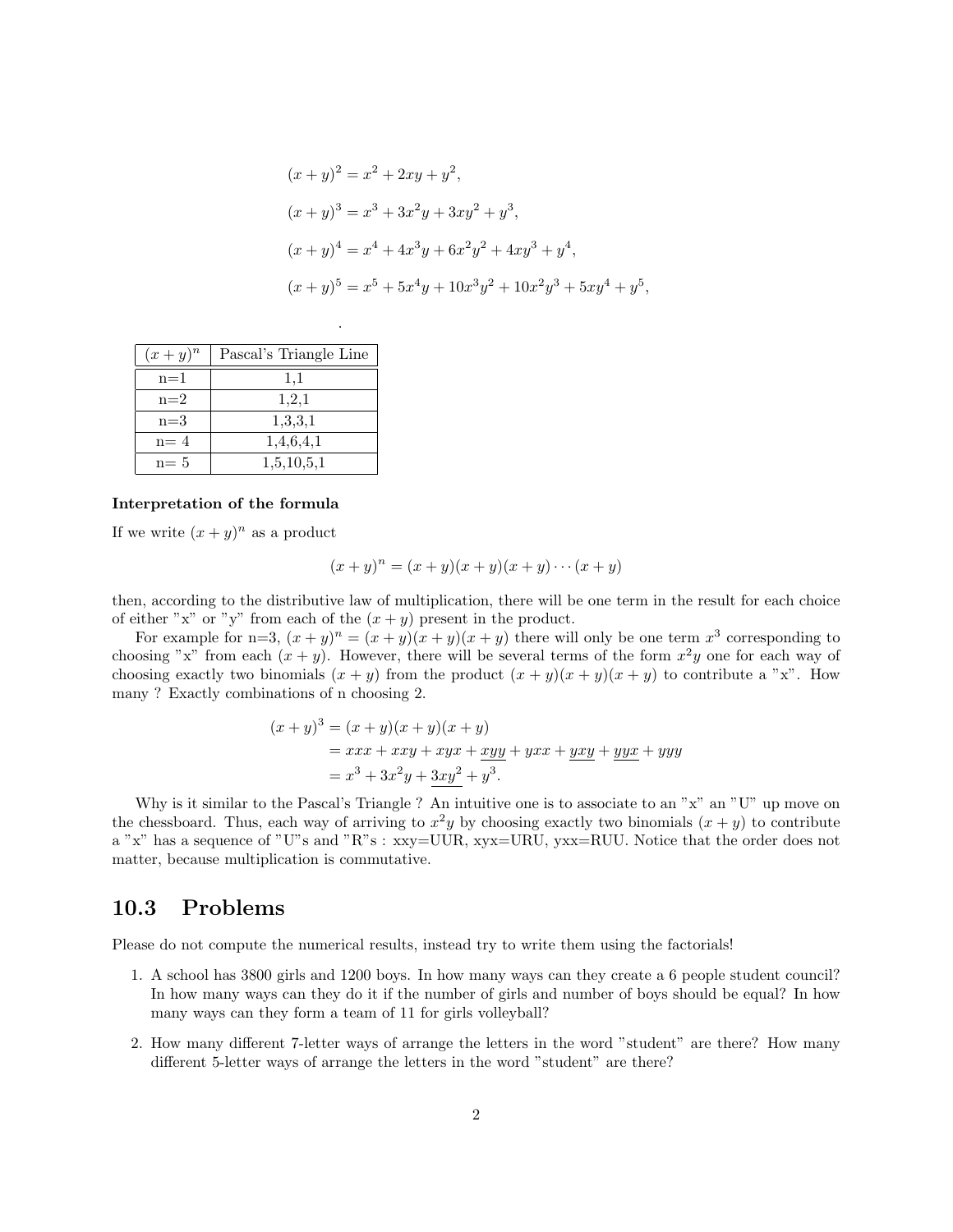$$(x+y)^2 = x^2 + 2xy + y^2,$$

$$(x+y)^3 = x^3 + 3x^2y + 3xy^2 + y^3,$$

$$(x+y)^4 = x^4 + 4x^3y + 6x^2y^2 + 4xy^3 + y^4,$$

$$(x+y)^5 = x^5 + 5x^4y + 10x^3y^2 + 10x^2y^3 + 5xy^4 + y^5,$$

.

| $(x+y)^n$ | Pascal's Triangle Line |
|---|---|
| n=1 | 1,1 |
| n=2 | 1,2,1 |
| n=3 | 1,3,3,1 |
| n= 4 | 1,4,6,4,1 |
| n= 5 | 1,5,10,5,1 |

**Interpretation of the formula**

If we write $(x+y)^n$ as a product

$$(x+y)^n = (x+y)(x+y)(x+y)\cdots(x+y)$$

then, according to the distributive law of multiplication, there will be one term in the result for each choice of either "x" or "y" from each of the $(x+y)$ present in the product.

For example for n=3, $(x+y)^n = (x+y)(x+y)(x+y)$ there will only be one term $x^3$ corresponding to choosing "x" from each $(x+y)$. However, there will be several terms of the form $x^2y$ one for each way of choosing exactly two binomials $(x+y)$ from the product $(x+y)(x+y)(x+y)$ to contribute a "x". How many ? Exactly combinations of n choosing 2.

$$\begin{aligned}(x+y)^3 &= (x+y)(x+y)(x+y)\\ &= xxx + xxy + xyx + \underline{xyy} + yxx + \underline{yxy} + \underline{yyx} + yyy\\ &= x^3 + 3x^2y + \underline{3xy^2} + y^3.\end{aligned}$$

Why is it similar to the Pascal's Triangle ? An intuitive one is to associate to an "x" an "U" up move on the chessboard. Thus, each way of arriving to $x^2y$ by choosing exactly two binomials $(x+y)$ to contribute a "x" has a sequence of "U"s and "R"s : xxy=UUR, xyx=URU, yxx=RUU. Notice that the order does not matter, because multiplication is commutative.

## 10.3 Problems

Please do not compute the numerical results, instead try to write them using the factorials!

1. A school has 3800 girls and 1200 boys. In how many ways can they create a 6 people student council? In how many ways can they do it if the number of girls and number of boys should be equal? In how many ways can they form a team of 11 for girls volleyball?

2. How many different 7-letter ways of arrange the letters in the word "student" are there? How many different 5-letter ways of arrange the letters in the word "student" are there?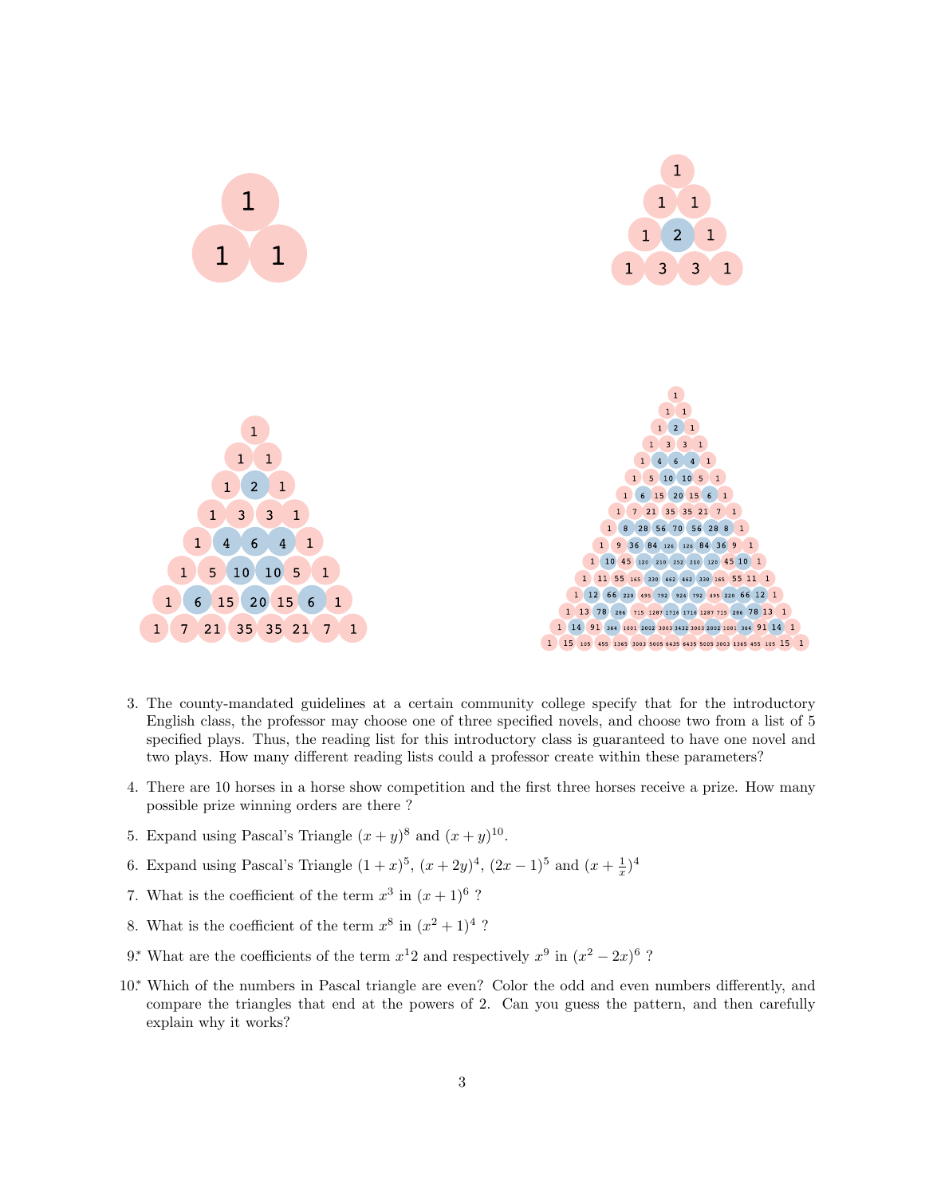3. The county-mandated guidelines at a certain community college specify that for the introductory English class, the professor may choose one of three specified novels, and choose two from a list of 5 specified plays. Thus, the reading list for this introductory class is guaranteed to have one novel and two plays. How many different reading lists could a professor create within these parameters?

4. There are 10 horses in a horse show competition and the first three horses receive a prize. How many possible prize winning orders are there ?

5. Expand using Pascal's Triangle $(x + y)^8$ and $(x + y)^{10}$.

6. Expand using Pascal's Triangle $(1 + x)^5$, $(x + 2y)^4$, $(2x - 1)^5$ and $(x + \frac{1}{x})^4$

7. What is the coefficient of the term $x^3$ in $(x + 1)^6$ ?

8. What is the coefficient of the term $x^8$ in $(x^2 + 1)^4$ ?

9.* What are the coefficients of the term $x^12$ and respectively $x^9$ in $(x^2 - 2x)^6$ ?

10.* Which of the numbers in Pascal triangle are even? Color the odd and even numbers differently, and compare the triangles that end at the powers of 2. Can you guess the pattern, and then carefully explain why it works?